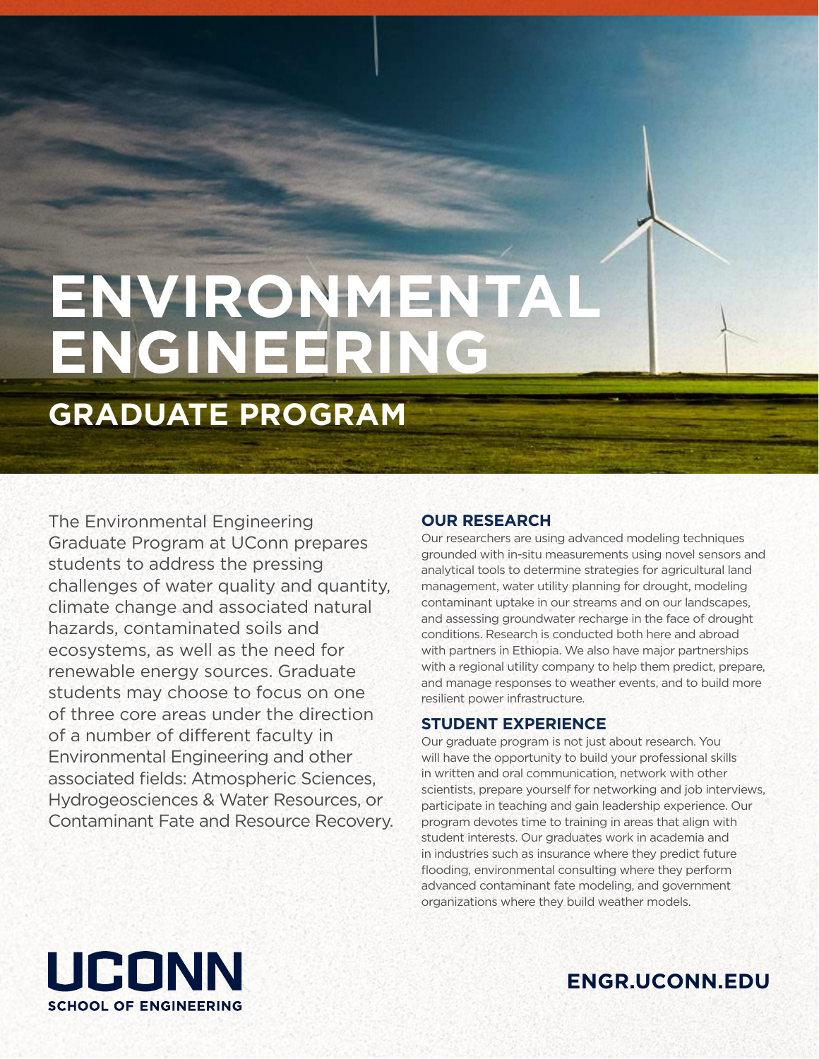# ENVIRONMENTAL ENGINEERING

## GRADUATE PROGRAM

The Environmental Engineering Graduate Program at UConn prepares students to address the pressing challenges of water quality and quantity, climate change and associated natural hazards, contaminated soils and ecosystems, as well as the need for renewable energy sources. Graduate students may choose to focus on one of three core areas under the direction of a number of different faculty in Environmental Engineering and other associated fields: Atmospheric Sciences, Hydrogeosciences & Water Resources, or Contaminant Fate and Resource Recovery.

### OUR RESEARCH

Our researchers are using advanced modeling techniques grounded with in-situ measurements using novel sensors and analytical tools to determine strategies for agricultural land management, water utility planning for drought, modeling contaminant uptake in our streams and on our landscapes, and assessing groundwater recharge in the face of drought conditions. Research is conducted both here and abroad with partners in Ethiopia. We also have major partnerships with a regional utility company to help them predict, prepare, and manage responses to weather events, and to build more resilient power infrastructure.

### STUDENT EXPERIENCE

Our graduate program is not just about research. You will have the opportunity to build your professional skills in written and oral communication, network with other scientists, prepare yourself for networking and job interviews, participate in teaching and gain leadership experience. Our program devotes time to training in areas that align with student interests. Our graduates work in academia and in industries such as insurance where they predict future flooding, environmental consulting where they perform advanced contaminant fate modeling, and government organizations where they build weather models.

**UCONN**
**SCHOOL OF ENGINEERING**

**ENGR.UCONN.EDU**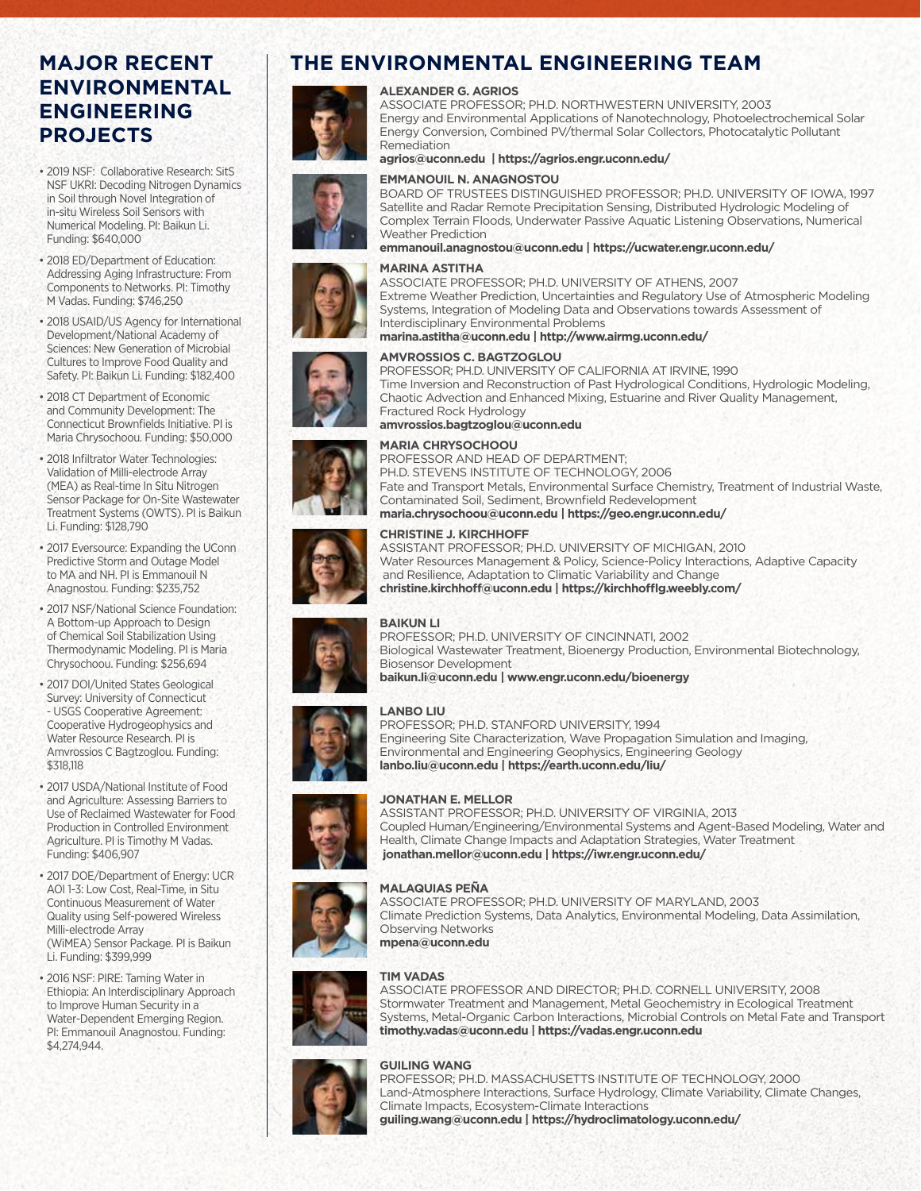## MAJOR RECENT ENVIRONMENTAL ENGINEERING PROJECTS

- 2019 NSF: Collaborative Research: SitS NSF UKRI: Decoding Nitrogen Dynamics in Soil through Novel Integration of in-situ Wireless Soil Sensors with Numerical Modeling. PI: Baikun Li. Funding: $640,000
- 2018 ED/Department of Education: Addressing Aging Infrastructure: From Components to Networks. PI: Timothy M Vadas. Funding: $746,250
- 2018 USAID/US Agency for International Development/National Academy of Sciences: New Generation of Microbial Cultures to Improve Food Quality and Safety. PI: Baikun Li. Funding: $182,400
- 2018 CT Department of Economic and Community Development: The Connecticut Brownfields Initiative. PI is Maria Chrysochoou. Funding: $50,000
- 2018 Infiltrator Water Technologies: Validation of Milli-electrode Array (MEA) as Real-time In Situ Nitrogen Sensor Package for On-Site Wastewater Treatment Systems (OWTS). PI is Baikun Li. Funding: $128,790
- 2017 Eversource: Expanding the UConn Predictive Storm and Outage Model to MA and NH. PI is Emmanouil N Anagnostou. Funding: $235,752
- 2017 NSF/National Science Foundation: A Bottom-up Approach to Design of Chemical Soil Stabilization Using Thermodynamic Modeling. PI is Maria Chrysochoou. Funding: $256,694
- 2017 DOI/United States Geological Survey: University of Connecticut - USGS Cooperative Agreement: Cooperative Hydrogeophysics and Water Resource Research. PI is Amvrossios C Bagtzoglou. Funding: $318,118
- 2017 USDA/National Institute of Food and Agriculture: Assessing Barriers to Use of Reclaimed Wastewater for Food Production in Controlled Environment Agriculture. PI is Timothy M Vadas. Funding: $406,907
- 2017 DOE/Department of Energy: UCR AOI 1-3: Low Cost, Real-Time, in Situ Continuous Measurement of Water Quality using Self-powered Wireless Milli-electrode Array (WiMEA) Sensor Package. PI is Baikun Li. Funding: $399,999
- 2016 NSF: PIRE: Taming Water in Ethiopia: An Interdisciplinary Approach to Improve Human Security in a Water-Dependent Emerging Region. PI: Emmanouil Anagnostou. Funding: $4,274,944.

## THE ENVIRONMENTAL ENGINEERING TEAM

**ALEXANDER G. AGRIOS**
ASSOCIATE PROFESSOR; PH.D. NORTHWESTERN UNIVERSITY, 2003
Energy and Environmental Applications of Nanotechnology, Photoelectrochemical Solar Energy Conversion, Combined PV/thermal Solar Collectors, Photocatalytic Pollutant Remediation
**agrios@uconn.edu | https://agrios.engr.uconn.edu/**

**EMMANOUIL N. ANAGNOSTOU**
BOARD OF TRUSTEES DISTINGUISHED PROFESSOR; PH.D. UNIVERSITY OF IOWA, 1997
Satellite and Radar Remote Precipitation Sensing, Distributed Hydrologic Modeling of Complex Terrain Floods, Underwater Passive Aquatic Listening Observations, Numerical Weather Prediction
**emmanouil.anagnostou@uconn.edu | https://ucwater.engr.uconn.edu/**

**MARINA ASTITHA**
ASSOCIATE PROFESSOR; PH.D. UNIVERSITY OF ATHENS, 2007
Extreme Weather Prediction, Uncertainties and Regulatory Use of Atmospheric Modeling Systems, Integration of Modeling Data and Observations towards Assessment of Interdisciplinary Environmental Problems
**marina.astitha@uconn.edu | http://www.airmg.uconn.edu/**

**AMVROSSIOS C. BAGTZOGLOU**
PROFESSOR; PH.D. UNIVERSITY OF CALIFORNIA AT IRVINE, 1990
Time Inversion and Reconstruction of Past Hydrological Conditions, Hydrologic Modeling, Chaotic Advection and Enhanced Mixing, Estuarine and River Quality Management, Fractured Rock Hydrology
**amvrossios.bagtzoglou@uconn.edu**

**MARIA CHRYSOCHOOU**
PROFESSOR AND HEAD OF DEPARTMENT;
PH.D. STEVENS INSTITUTE OF TECHNOLOGY, 2006
Fate and Transport Metals, Environmental Surface Chemistry, Treatment of Industrial Waste, Contaminated Soil, Sediment, Brownfield Redevelopment
**maria.chrysochoou@uconn.edu | https://geo.engr.uconn.edu/**

**CHRISTINE J. KIRCHHOFF**
ASSISTANT PROFESSOR; PH.D. UNIVERSITY OF MICHIGAN, 2010
Water Resources Management & Policy, Science-Policy Interactions, Adaptive Capacity and Resilience, Adaptation to Climatic Variability and Change
**christine.kirchhoff@uconn.edu | https://kirchhofflg.weebly.com/**

**BAIKUN LI**
PROFESSOR; PH.D. UNIVERSITY OF CINCINNATI, 2002
Biological Wastewater Treatment, Bioenergy Production, Environmental Biotechnology, Biosensor Development
**baikun.li@uconn.edu | www.engr.uconn.edu/bioenergy**

**LANBO LIU**
PROFESSOR; PH.D. STANFORD UNIVERSITY, 1994
Engineering Site Characterization, Wave Propagation Simulation and Imaging, Environmental and Engineering Geophysics, Engineering Geology
**lanbo.liu@uconn.edu | https://earth.uconn.edu/liu/**

**JONATHAN E. MELLOR**
ASSISTANT PROFESSOR; PH.D. UNIVERSITY OF VIRGINIA, 2013
Coupled Human/Engineering/Environmental Systems and Agent-Based Modeling, Water and Health, Climate Change Impacts and Adaptation Strategies, Water Treatment
**jonathan.mellor@uconn.edu | https://iwr.engr.uconn.edu/**

**MALAQUIAS PEÑA**
ASSOCIATE PROFESSOR; PH.D. UNIVERSITY OF MARYLAND, 2003
Climate Prediction Systems, Data Analytics, Environmental Modeling, Data Assimilation, Observing Networks
**mpena@uconn.edu**

**TIM VADAS**
ASSOCIATE PROFESSOR AND DIRECTOR; PH.D. CORNELL UNIVERSITY, 2008
Stormwater Treatment and Management, Metal Geochemistry in Ecological Treatment Systems, Metal-Organic Carbon Interactions, Microbial Controls on Metal Fate and Transport
**timothy.vadas@uconn.edu | https://vadas.engr.uconn.edu**

**GUILING WANG**
PROFESSOR; PH.D. MASSACHUSETTS INSTITUTE OF TECHNOLOGY, 2000
Land-Atmosphere Interactions, Surface Hydrology, Climate Variability, Climate Changes, Climate Impacts, Ecosystem-Climate Interactions
**guiling.wang@uconn.edu | https://hydroclimatology.uconn.edu/**